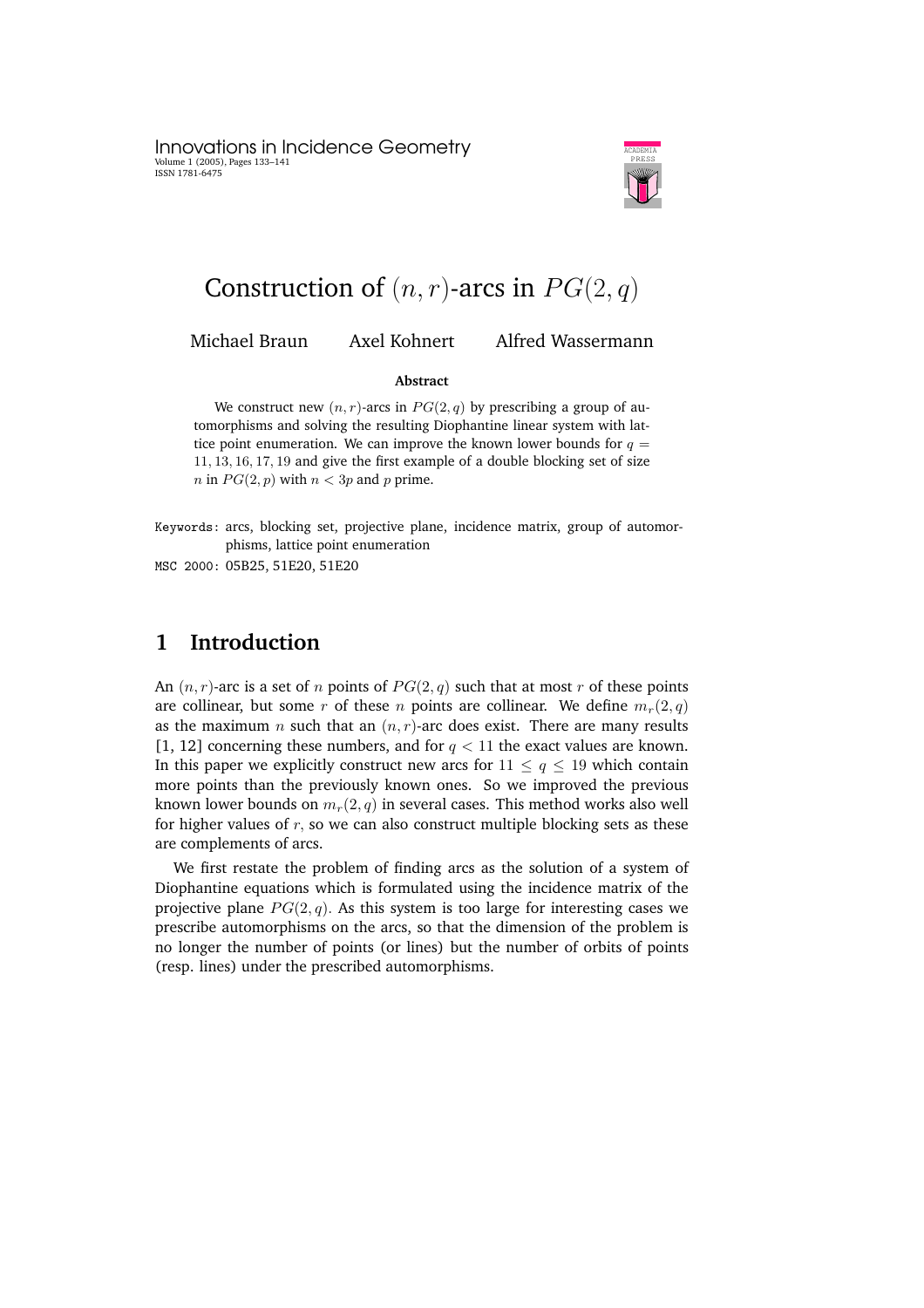# Construction of $(n, r)$-arcs in $PG(2, q)$

Michael Braun   Axel Kohnert   Alfred Wassermann

**Abstract**

We construct new $(n, r)$-arcs in $PG(2, q)$ by prescribing a group of automorphisms and solving the resulting Diophantine linear system with lattice point enumeration. We can improve the known lower bounds for $q = 11, 13, 16, 17, 19$ and give the first example of a double blocking set of size $n$ in $PG(2, p)$ with $n < 3p$ and $p$ prime.

Keywords: arcs, blocking set, projective plane, incidence matrix, group of automorphisms, lattice point enumeration

MSC 2000: 05B25, 51E20, 51E20

## 1 Introduction

An $(n, r)$-arc is a set of $n$ points of $PG(2, q)$ such that at most $r$ of these points are collinear, but some $r$ of these $n$ points are collinear. We define $m_r(2, q)$ as the maximum $n$ such that an $(n, r)$-arc does exist. There are many results [1, 12] concerning these numbers, and for $q < 11$ the exact values are known. In this paper we explicitly construct new arcs for $11 \leq q \leq 19$ which contain more points than the previously known ones. So we improved the previous known lower bounds on $m_r(2, q)$ in several cases. This method works also well for higher values of $r$, so we can also construct multiple blocking sets as these are complements of arcs.

We first restate the problem of finding arcs as the solution of a system of Diophantine equations which is formulated using the incidence matrix of the projective plane $PG(2, q)$. As this system is too large for interesting cases we prescribe automorphisms on the arcs, so that the dimension of the problem is no longer the number of points (or lines) but the number of orbits of points (resp. lines) under the prescribed automorphisms.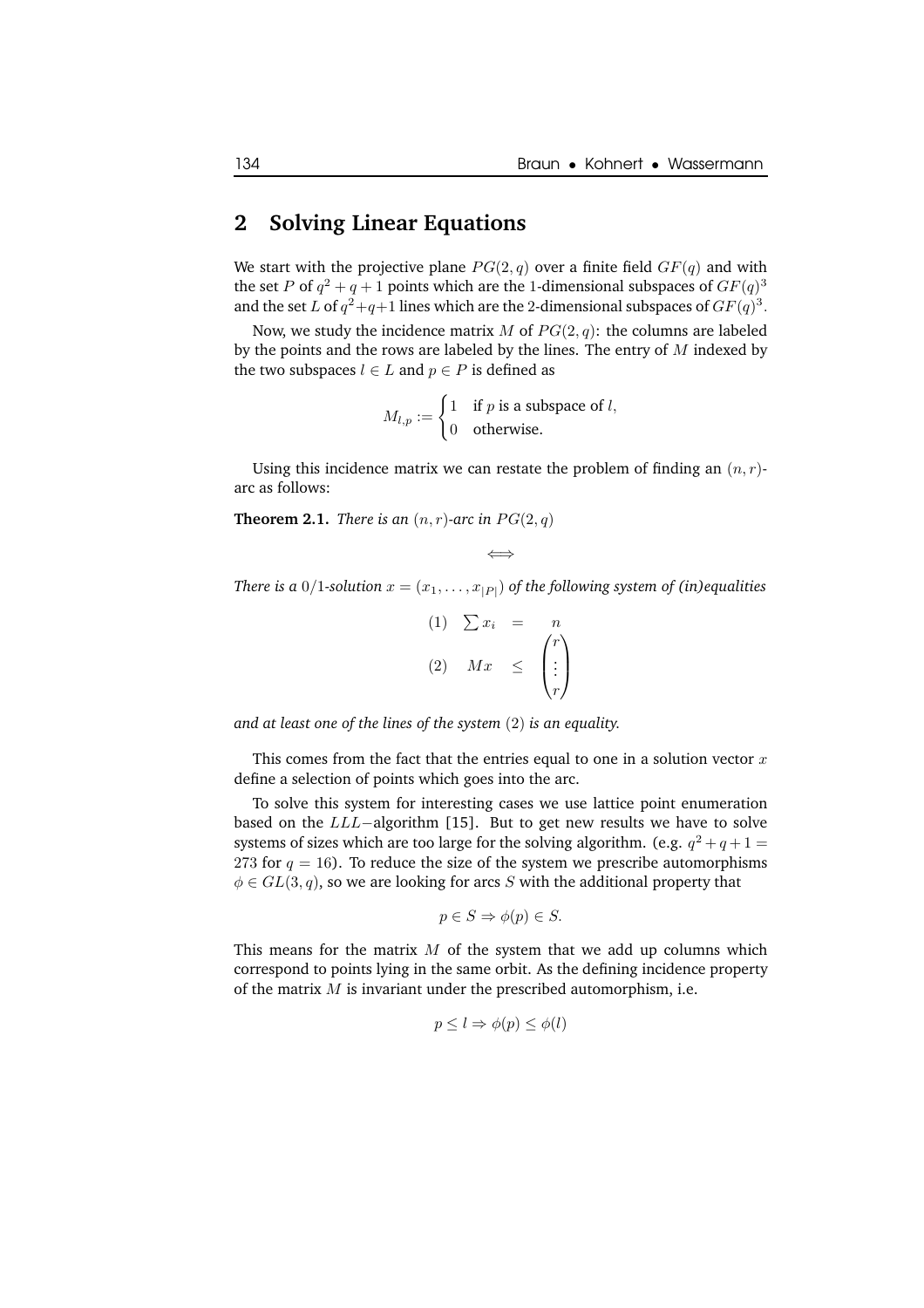## 2 Solving Linear Equations

We start with the projective plane $PG(2, q)$ over a finite field $GF(q)$ and with the set $P$ of $q^2 + q + 1$ points which are the 1-dimensional subspaces of $GF(q)^3$ and the set $L$ of $q^2+q+1$ lines which are the 2-dimensional subspaces of $GF(q)^3$.

Now, we study the incidence matrix $M$ of $PG(2, q)$: the columns are labeled by the points and the rows are labeled by the lines. The entry of $M$ indexed by the two subspaces $l \in L$ and $p \in P$ is defined as

$$M_{l,p} := \begin{cases} 1 & \text{if } p \text{ is a subspace of } l, \\ 0 & \text{otherwise.} \end{cases}$$

Using this incidence matrix we can restate the problem of finding an $(n, r)$-arc as follows:

**Theorem 2.1.** *There is an $(n, r)$-arc in $PG(2, q)$*

$$\Longleftrightarrow$$

*There is a 0/1-solution $x = (x_1, \ldots, x_{|P|})$ of the following system of (in)equalities*

$$\begin{array}{lrcl} (1) & \sum x_i & = & n \\ (2) & Mx & \leq & \begin{pmatrix} r \\ \vdots \\ r \end{pmatrix} \end{array}$$

*and at least one of the lines of the system (2) is an equality.*

This comes from the fact that the entries equal to one in a solution vector $x$ define a selection of points which goes into the arc.

To solve this system for interesting cases we use lattice point enumeration based on the $LLL-$algorithm [15]. But to get new results we have to solve systems of sizes which are too large for the solving algorithm. (e.g. $q^2 + q + 1 = 273$ for $q = 16$). To reduce the size of the system we prescribe automorphisms $\phi \in GL(3, q)$, so we are looking for arcs $S$ with the additional property that

$$p \in S \Rightarrow \phi(p) \in S.$$

This means for the matrix $M$ of the system that we add up columns which correspond to points lying in the same orbit. As the defining incidence property of the matrix $M$ is invariant under the prescribed automorphism, i.e.

$$p \leq l \Rightarrow \phi(p) \leq \phi(l)$$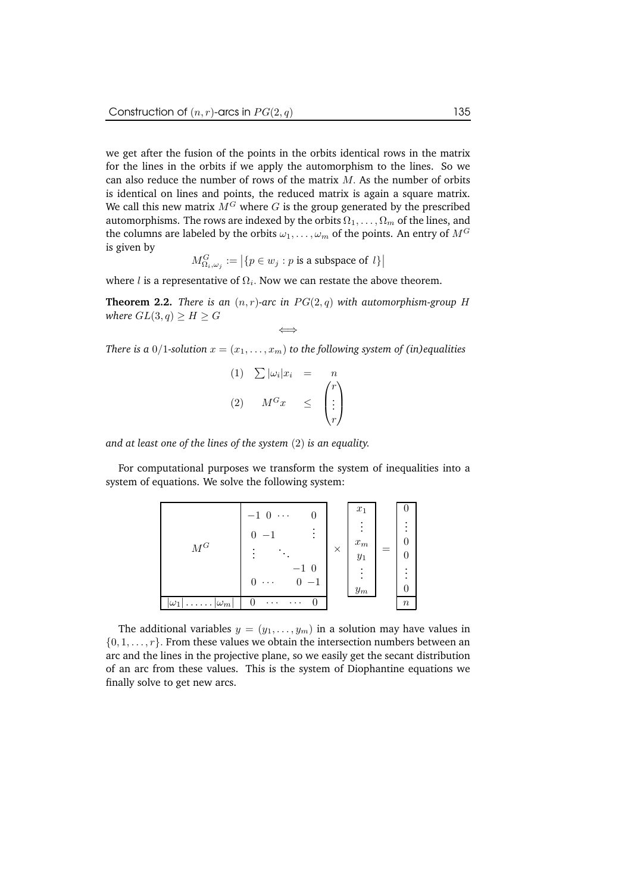we get after the fusion of the points in the orbits identical rows in the matrix for the lines in the orbits if we apply the automorphism to the lines. So we can also reduce the number of rows of the matrix $M$. As the number of orbits is identical on lines and points, the reduced matrix is again a square matrix. We call this new matrix $M^G$ where $G$ is the group generated by the prescribed automorphisms. The rows are indexed by the orbits $\Omega_1, \ldots, \Omega_m$ of the lines, and the columns are labeled by the orbits $\omega_1, \ldots, \omega_m$ of the points. An entry of $M^G$ is given by

$$M^G_{\Omega_i, \omega_j} := \left| \{ p \in w_j : p \text{ is a subspace of } l \} \right|$$

where $l$ is a representative of $\Omega_i$. Now we can restate the above theorem.

**Theorem 2.2.** *There is an $(n,r)$-arc in $PG(2,q)$ with automorphism-group $H$ where $GL(3,q) \geq H \geq G$*

$$\iff$$

*There is a $0/1$-solution $x = (x_1, \ldots, x_m)$ to the following system of (in)equalities*

$$\begin{array}{llll} (1) & \sum |\omega_i| x_i & = & n \\ (2) & M^G x & \leq & \begin{pmatrix} r \\ \vdots \\ r \end{pmatrix} \end{array}$$

*and at least one of the lines of the system $(2)$ is an equality.*

For computational purposes we transform the system of inequalities into a system of equations. We solve the following system:

$$\left[\begin{array}{c|c} M^G & \begin{matrix} -1 & 0 & \cdots & 0 \\ 0 & -1 & & \vdots \\ \vdots & & \ddots & \\ & & -1 & 0 \\ 0 & \cdots & 0 & -1 \end{matrix} \\ \hline |\omega_1| \ldots\ldots |\omega_m| & 0 \quad \cdots \quad \cdots \quad 0 \end{array}\right] \times \begin{bmatrix} x_1 \\ \vdots \\ x_m \\ y_1 \\ \vdots \\ y_m \end{bmatrix} = \begin{bmatrix} 0 \\ \vdots \\ 0 \\ 0 \\ \vdots \\ 0 \\ n \end{bmatrix}$$

The additional variables $y = (y_1, \ldots, y_m)$ in a solution may have values in $\{0, 1, \ldots, r\}$. From these values we obtain the intersection numbers between an arc and the lines in the projective plane, so we easily get the secant distribution of an arc from these values. This is the system of Diophantine equations we finally solve to get new arcs.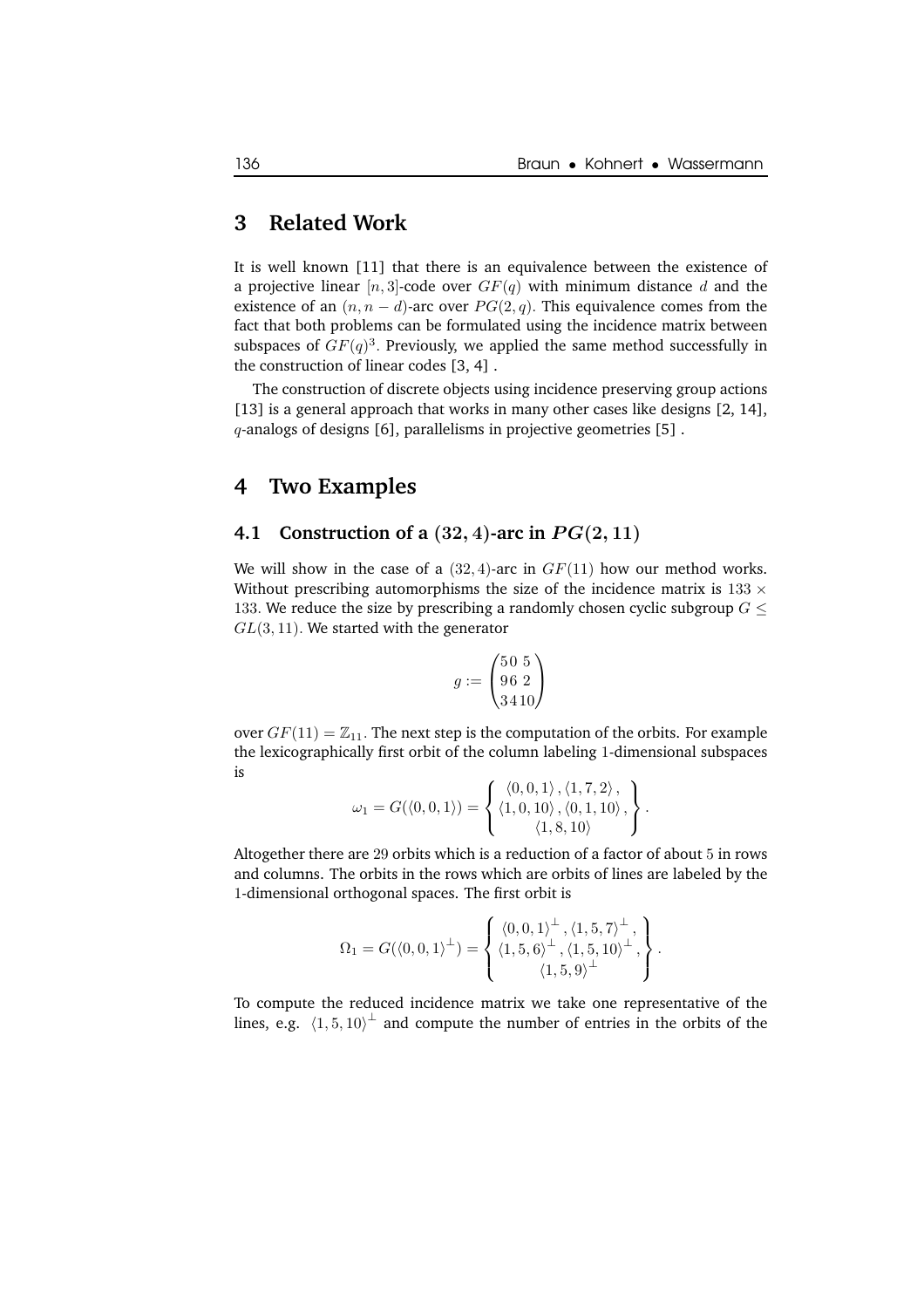## 3 Related Work

It is well known [11] that there is an equivalence between the existence of a projective linear $[n, 3]$-code over $GF(q)$ with minimum distance $d$ and the existence of an $(n, n-d)$-arc over $PG(2, q)$. This equivalence comes from the fact that both problems can be formulated using the incidence matrix between subspaces of $GF(q)^3$. Previously, we applied the same method successfully in the construction of linear codes [3, 4] .

The construction of discrete objects using incidence preserving group actions [13] is a general approach that works in many other cases like designs [2, 14], $q$-analogs of designs [6], parallelisms in projective geometries [5] .

## 4 Two Examples

### 4.1 Construction of a $(32, 4)$-arc in $PG(2, 11)$

We will show in the case of a $(32, 4)$-arc in $GF(11)$ how our method works. Without prescribing automorphisms the size of the incidence matrix is $133 \times 133$. We reduce the size by prescribing a randomly chosen cyclic subgroup $G \leq GL(3, 11)$. We started with the generator

$$g := \begin{pmatrix} 5 & 0 & 5 \\ 9 & 6 & 2 \\ 3 & 4 & 10 \end{pmatrix}$$

over $GF(11) = \mathbb{Z}_{11}$. The next step is the computation of the orbits. For example the lexicographically first orbit of the column labeling 1-dimensional subspaces is

$$\omega_1 = G(\langle 0, 0, 1 \rangle) = \left\{ \begin{matrix} \langle 0, 0, 1 \rangle, \langle 1, 7, 2 \rangle, \\ \langle 1, 0, 10 \rangle, \langle 0, 1, 10 \rangle, \\ \langle 1, 8, 10 \rangle \end{matrix} \right\}.$$

Altogether there are 29 orbits which is a reduction of a factor of about 5 in rows and columns. The orbits in the rows which are orbits of lines are labeled by the 1-dimensional orthogonal spaces. The first orbit is

$$\Omega_1 = G(\langle 0, 0, 1 \rangle^\perp) = \left\{ \begin{matrix} \langle 0, 0, 1 \rangle^\perp, \langle 1, 5, 7 \rangle^\perp, \\ \langle 1, 5, 6 \rangle^\perp, \langle 1, 5, 10 \rangle^\perp, \\ \langle 1, 5, 9 \rangle^\perp \end{matrix} \right\}.$$

To compute the reduced incidence matrix we take one representative of the lines, e.g. $\langle 1, 5, 10 \rangle^\perp$ and compute the number of entries in the orbits of the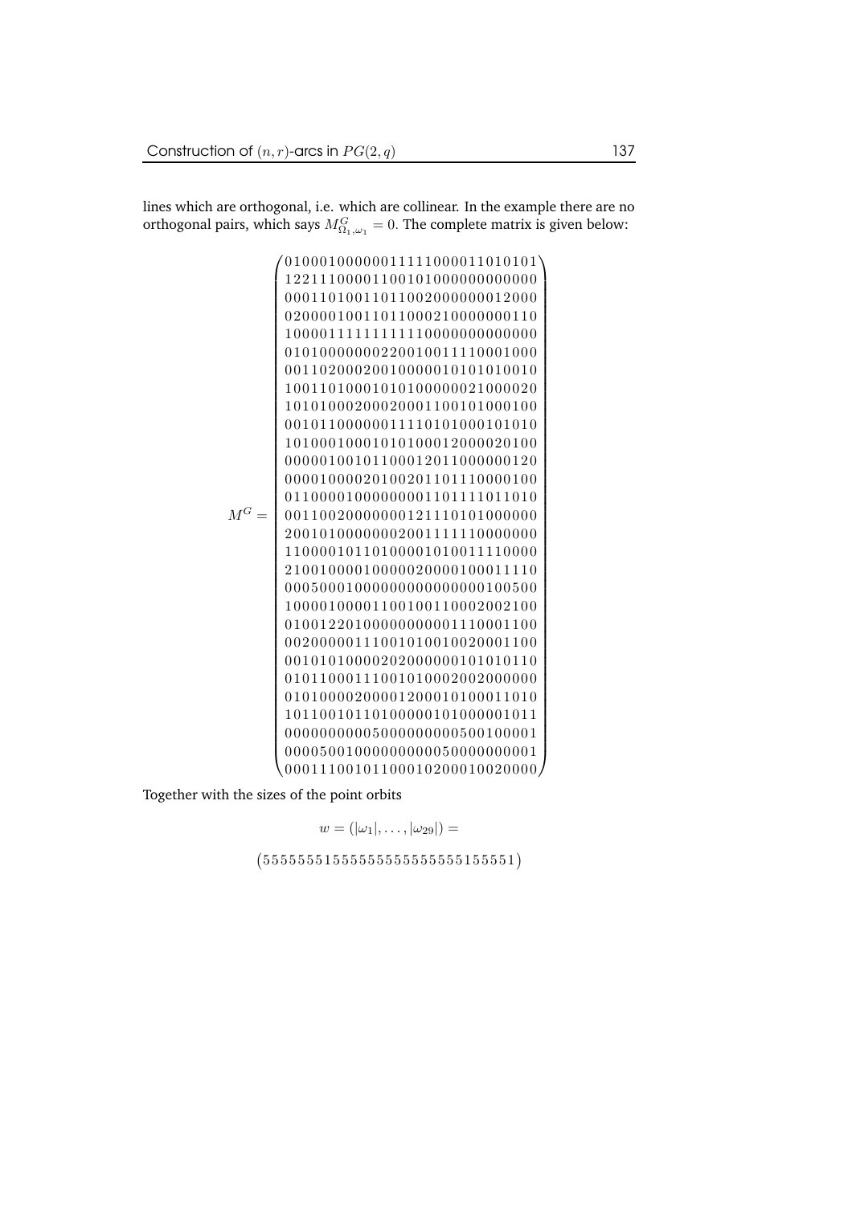lines which are orthogonal, i.e. which are collinear. In the example there are no orthogonal pairs, which says $M^G_{\Omega_1,\omega_1} = 0$. The complete matrix is given below:

$$
M^G = \begin{pmatrix}
01000100000011111000011010101\\
12211100001100101000000000000\\
00011010011011002000000012000\\
02000010011011000210000000110\\
10000111111111110000000000000\\
01010000000220010011110001000\\
00110200020010000010101010010\\
10011010001010100000021000020\\
10101000200020001100101000100\\
00101100000011110101000101010\\
10100010001010100012000020100\\
00000100101100012011000000120\\
00001000020100201101110000100\\
01100001000000001101111011010\\
00110020000000121110101000000\\
20010100000002001111110000000\\
11000010110100001010011110000\\
21001000010000020000100011110\\
00050001000000000000000100500\\
10000100001100100110002002100\\
01001220100000000001110001100\\
00200000111001010010020001100\\
00101010000202000000101010110\\
01011000111001010002002000000\\
01010000200001200010100011010\\
10110010110100000101000001011\\
00000000005000000000500100001\\
00005001000000000050000000001\\
00011100101100010200010020000
\end{pmatrix}
$$

Together with the sizes of the point orbits

$$
w = (|\omega_1|, \ldots, |\omega_{29}|) =
$$

$$
\left(55555551555555555555555155551\right)
$$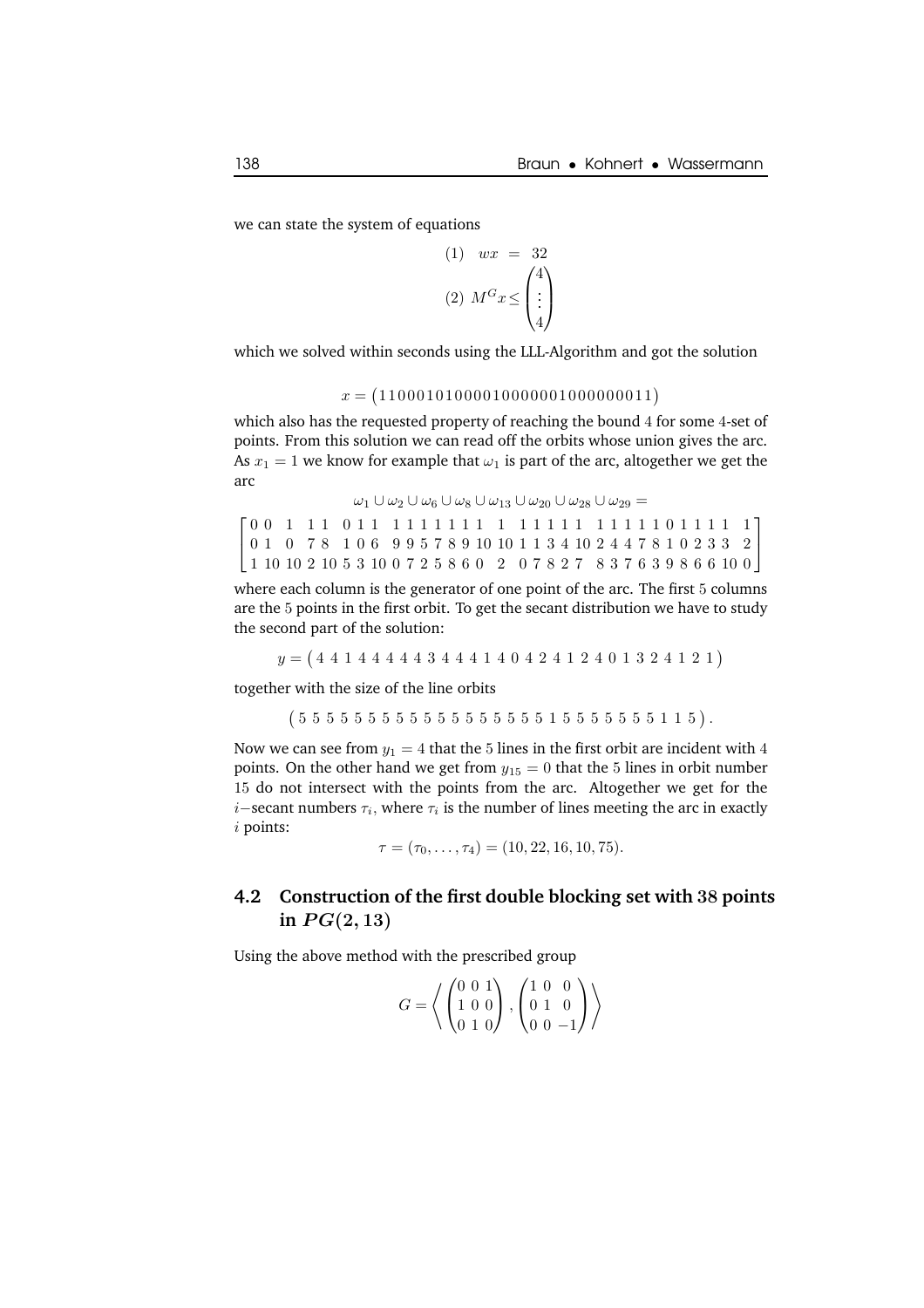we can state the system of equations

$$
\begin{aligned}
(1) \quad wx &= 32 \\
(2) \; M^G x &\leq \begin{pmatrix} 4 \\ \vdots \\ 4 \end{pmatrix}
\end{aligned}
$$

which we solved within seconds using the LLL-Algorithm and got the solution

$$x = \left(11000101000010000001000000011\right)$$

which also has the requested property of reaching the bound 4 for some 4-set of points. From this solution we can read off the orbits whose union gives the arc. As $x_1 = 1$ we know for example that $\omega_1$ is part of the arc, altogether we get the arc

$$\omega_1 \cup \omega_2 \cup \omega_6 \cup \omega_8 \cup \omega_{13} \cup \omega_{20} \cup \omega_{28} \cup \omega_{29} =$$

$$\begin{bmatrix} 0 & 0 & 1 & 1 & 1 & 0 & 1 & 1 & 1 & 1 & 1 & 1 & 1 & 1 & 1 & 1 & 1 & 1 & 1 & 1 & 1 & 1 & 1 & 1 & 1 & 1 & 0 & 1 & 1 & 1 & 1 & 1 \\ 0 & 1 & 0 & 7 & 8 & 1 & 0 & 6 & 9 & 9 & 5 & 7 & 8 & 9 & 10 & 10 & 1 & 1 & 3 & 4 & 10 & 2 & 4 & 4 & 7 & 8 & 1 & 0 & 2 & 3 & 3 & 2 \\ 1 & 10 & 10 & 2 & 10 & 5 & 3 & 10 & 0 & 7 & 2 & 5 & 8 & 6 & 0 & 2 & 0 & 7 & 8 & 2 & 7 & 8 & 3 & 7 & 6 & 3 & 9 & 8 & 6 & 6 & 10 & 0 \end{bmatrix}$$

where each column is the generator of one point of the arc. The first 5 columns are the 5 points in the first orbit. To get the secant distribution we have to study the second part of the solution:

$$y = \left(4\;4\;1\;4\;4\;4\;4\;4\;3\;4\;4\;4\;1\;4\;0\;4\;2\;4\;1\;2\;4\;0\;1\;3\;2\;4\;1\;2\;1\right)$$

together with the size of the line orbits

$$\left(5\;5\;5\;5\;5\;5\;5\;5\;5\;5\;5\;5\;5\;5\;5\;5\;5\;5\;1\;5\;5\;5\;5\;5\;5\;5\;1\;1\;5\right).$$

Now we can see from $y_1 = 4$ that the 5 lines in the first orbit are incident with 4 points. On the other hand we get from $y_{15} = 0$ that the 5 lines in orbit number 15 do not intersect with the points from the arc. Altogether we get for the $i-$secant numbers $\tau_i$, where $\tau_i$ is the number of lines meeting the arc in exactly $i$ points:

$$\tau = (\tau_0, \ldots, \tau_4) = (10, 22, 16, 10, 75).$$

## 4.2 Construction of the first double blocking set with 38 points in $PG(2, 13)$

Using the above method with the prescribed group

$$G = \left\langle \begin{pmatrix} 0 & 0 & 1 \\ 1 & 0 & 0 \\ 0 & 1 & 0 \end{pmatrix}, \begin{pmatrix} 1 & 0 & 0 \\ 0 & 1 & 0 \\ 0 & 0 & -1 \end{pmatrix} \right\rangle$$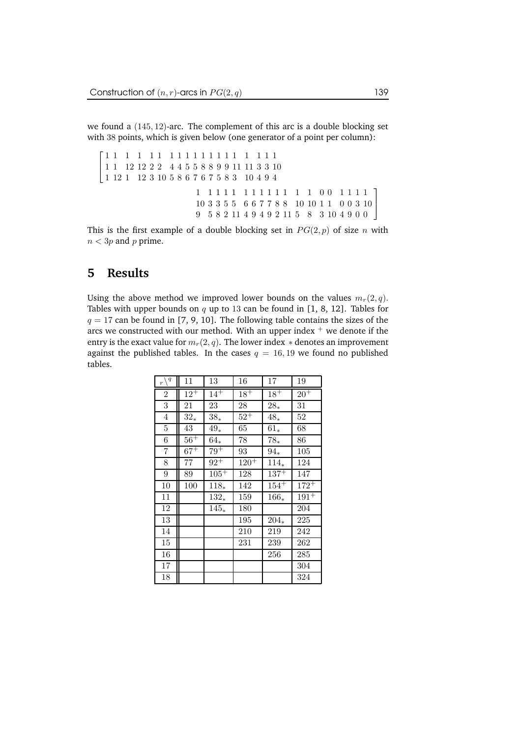we found a $(145, 12)$-arc. The complement of this arc is a double blocking set with 38 points, which is given below (one generator of a point per column):

$$\left[\begin{array}{ccccccccccccccccccc}
1 & 1 & 1 & 1 & 1 & 1 & 1 & 1 & 1 & 1 & 1 & 1 & 1 & 1 & 1 & 1 & 1 & 1 & 1 \\
1 & 1 & 12 & 12 & 2 & 2 & 4 & 4 & 5 & 5 & 8 & 8 & 9 & 9 & 11 & 11 & 3 & 3 & 10 \\
1 & 12 & 1 & 12 & 3 & 10 & 5 & 8 & 6 & 7 & 6 & 7 & 5 & 8 & 3 & 10 & 4 & 9 & 4
\end{array}\right.$$

$$\left.\begin{array}{ccccccccccccccccccc}
1 & 1 & 1 & 1 & 1 & 1 & 1 & 1 & 1 & 1 & 1 & 1 & 1 & 0 & 0 & 1 & 1 & 1 & 1 \\
10 & 3 & 3 & 5 & 5 & 6 & 6 & 7 & 7 & 8 & 8 & 10 & 10 & 1 & 1 & 0 & 0 & 3 & 10 \\
9 & 5 & 8 & 2 & 11 & 4 & 9 & 4 & 9 & 2 & 11 & 5 & 8 & 3 & 10 & 4 & 9 & 0 & 0
\end{array}\right]$$

This is the first example of a double blocking set in $PG(2, p)$ of size $n$ with $n < 3p$ and $p$ prime.

## 5 Results

Using the above method we improved lower bounds on the values $m_r(2, q)$. Tables with upper bounds on $q$ up to 13 can be found in [1, 8, 12]. Tables for $q = 17$ can be found in [7, 9, 10]. The following table contains the sizes of the arcs we constructed with our method. With an upper index $^+$ we denote if the entry is the exact value for $m_r(2, q)$. The lower index $*$ denotes an improvement against the published tables. In the cases $q = 16, 19$ we found no published tables.

| $r \backslash q$ | 11 | 13 | 16 | 17 | 19 |
|---|---|---|---|---|---|
| 2 | $12^+$ | $14^+$ | $18^+$ | $18^+$ | $20^+$ |
| 3 | 21 | 23 | 28 | $28_*$ | 31 |
| 4 | $32_*$ | $38_*$ | $52^+$ | $48_*$ | 52 |
| 5 | 43 | $49_*$ | 65 | $61_*$ | 68 |
| 6 | $56^+$ | $64_*$ | 78 | $78_*$ | 86 |
| 7 | $67^+$ | $79^+$ | 93 | $94_*$ | 105 |
| 8 | 77 | $92^+$ | $120^+$ | $114_*$ | 124 |
| 9 | 89 | $105^+$ | 128 | $137^+$ | 147 |
| 10 | 100 | $118_*$ | 142 | $154^+$ | $172^+$ |
| 11 | | $132_*$ | 159 | $166_*$ | $191^+$ |
| 12 | | $145_*$ | 180 | | 204 |
| 13 | | | 195 | $204_*$ | 225 |
| 14 | | | 210 | 219 | 242 |
| 15 | | | 231 | 239 | 262 |
| 16 | | | | 256 | 285 |
| 17 | | | | | 304 |
| 18 | | | | | 324 |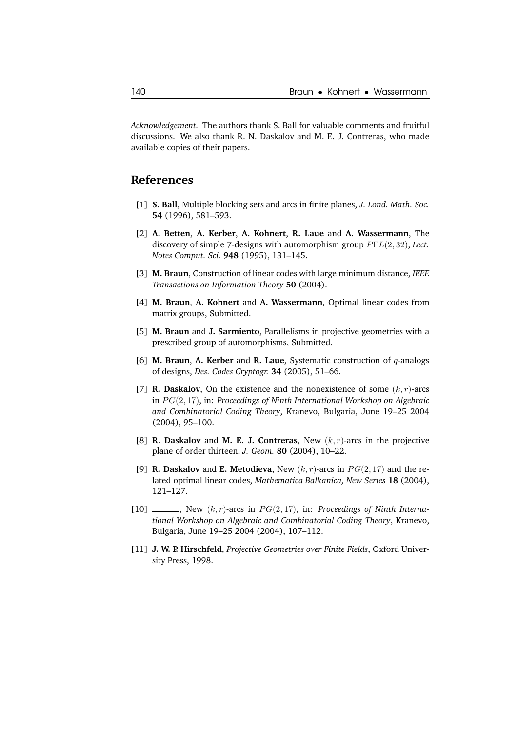*Acknowledgement.* The authors thank S. Ball for valuable comments and fruitful discussions. We also thank R. N. Daskalov and M. E. J. Contreras, who made available copies of their papers.

## References

[1] **S. Ball**, Multiple blocking sets and arcs in finite planes, *J. Lond. Math. Soc.* **54** (1996), 581–593.

[2] **A. Betten**, **A. Kerber**, **A. Kohnert**, **R. Laue** and **A. Wassermann**, The discovery of simple 7-designs with automorphism group $P\Gamma L(2, 32)$, *Lect. Notes Comput. Sci.* **948** (1995), 131–145.

[3] **M. Braun**, Construction of linear codes with large minimum distance, *IEEE Transactions on Information Theory* **50** (2004).

[4] **M. Braun**, **A. Kohnert** and **A. Wassermann**, Optimal linear codes from matrix groups, Submitted.

[5] **M. Braun** and **J. Sarmiento**, Parallelisms in projective geometries with a prescribed group of automorphisms, Submitted.

[6] **M. Braun**, **A. Kerber** and **R. Laue**, Systematic construction of $q$-analogs of designs, *Des. Codes Cryptogr.* **34** (2005), 51–66.

[7] **R. Daskalov**, On the existence and the nonexistence of some $(k, r)$-arcs in $PG(2, 17)$, in: *Proceedings of Ninth International Workshop on Algebraic and Combinatorial Coding Theory*, Kranevo, Bulgaria, June 19–25 2004 (2004), 95–100.

[8] **R. Daskalov** and **M. E. J. Contreras**, New $(k, r)$-arcs in the projective plane of order thirteen, *J. Geom.* **80** (2004), 10–22.

[9] **R. Daskalov** and **E. Metodieva**, New $(k, r)$-arcs in $PG(2, 17)$ and the related optimal linear codes, *Mathematica Balkanica, New Series* **18** (2004), 121–127.

[10] ______, New $(k, r)$-arcs in $PG(2, 17)$, in: *Proceedings of Ninth International Workshop on Algebraic and Combinatorial Coding Theory*, Kranevo, Bulgaria, June 19–25 2004 (2004), 107–112.

[11] **J. W. P. Hirschfeld**, *Projective Geometries over Finite Fields*, Oxford University Press, 1998.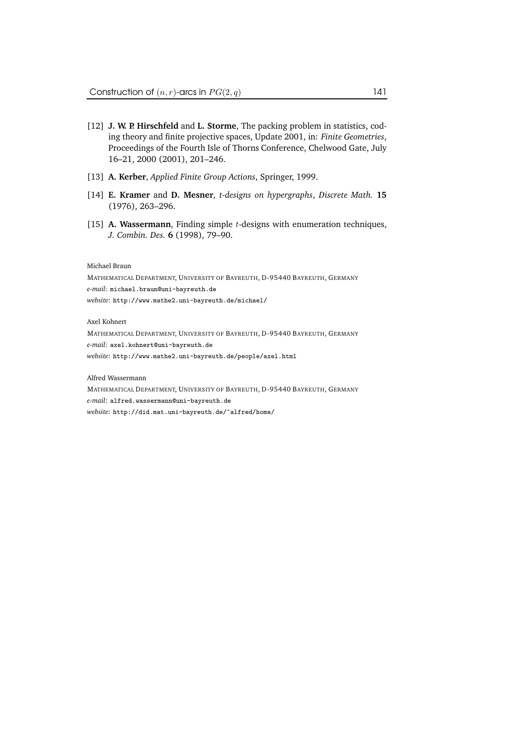[12] **J. W. P. Hirschfeld** and **L. Storme**, The packing problem in statistics, coding theory and finite projective spaces, Update 2001, in: *Finite Geometries*, Proceedings of the Fourth Isle of Thorns Conference, Chelwood Gate, July 16–21, 2000 (2001), 201–246.

[13] **A. Kerber**, *Applied Finite Group Actions*, Springer, 1999.

[14] **E. Kramer** and **D. Mesner**, *t-designs on hypergraphs*, *Discrete Math.* **15** (1976), 263–296.

[15] **A. Wassermann**, Finding simple $t$-designs with enumeration techniques, *J. Combin. Des.* **6** (1998), 79–90.

Michael Braun

MATHEMATICAL DEPARTMENT, UNIVERSITY OF BAYREUTH, D-95440 BAYREUTH, GERMANY
*e-mail*: `michael.braun@uni-bayreuth.de`
*website*: `http://www.mathe2.uni-bayreuth.de/michael/`

Axel Kohnert

MATHEMATICAL DEPARTMENT, UNIVERSITY OF BAYREUTH, D-95440 BAYREUTH, GERMANY
*e-mail*: `axel.kohnert@uni-bayreuth.de`
*website*: `http://www.mathe2.uni-bayreuth.de/people/axel.html`

Alfred Wassermann

MATHEMATICAL DEPARTMENT, UNIVERSITY OF BAYREUTH, D-95440 BAYREUTH, GERMANY
*e-mail*: `alfred.wassermann@uni-bayreuth.de`
*website*: `http://did.mat.uni-bayreuth.de/~alfred/home/`